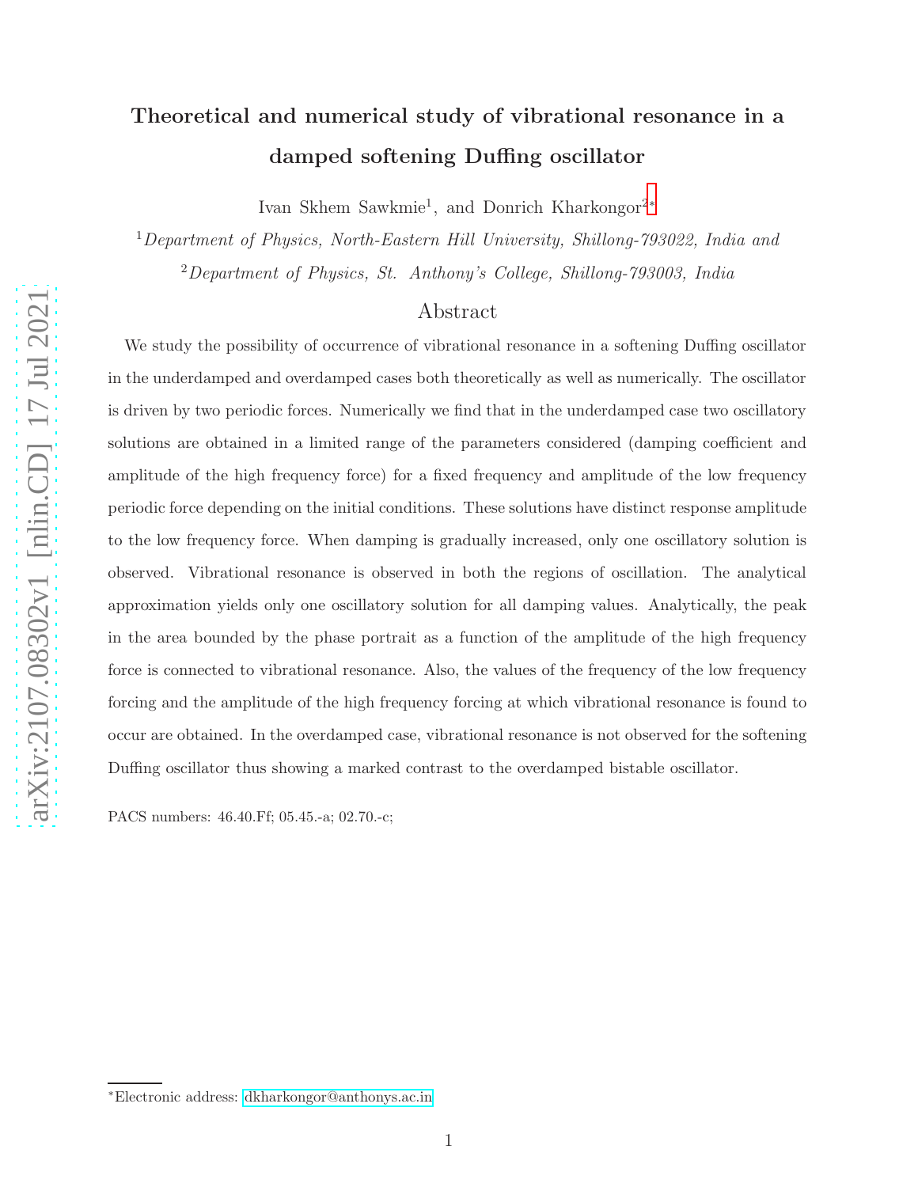# Theoretical and numerical study of vibrational resonance in a damped softening Duffing oscillator

Ivan Skhem Sawkmie[1], and Donrich Kharkongor[2*]

[1]*Department of Physics, North-Eastern Hill University, Shillong-793022, India and*

[2]*Department of Physics, St. Anthony's College, Shillong-793003, India*

## Abstract

We study the possibility of occurrence of vibrational resonance in a softening Duffing oscillator in the underdamped and overdamped cases both theoretically as well as numerically. The oscillator is driven by two periodic forces. Numerically we find that in the underdamped case two oscillatory solutions are obtained in a limited range of the parameters considered (damping coefficient and amplitude of the high frequency force) for a fixed frequency and amplitude of the low frequency periodic force depending on the initial conditions. These solutions have distinct response amplitude to the low frequency force. When damping is gradually increased, only one oscillatory solution is observed. Vibrational resonance is observed in both the regions of oscillation. The analytical approximation yields only one oscillatory solution for all damping values. Analytically, the peak in the area bounded by the phase portrait as a function of the amplitude of the high frequency force is connected to vibrational resonance. Also, the values of the frequency of the low frequency forcing and the amplitude of the high frequency forcing at which vibrational resonance is found to occur are obtained. In the overdamped case, vibrational resonance is not observed for the softening Duffing oscillator thus showing a marked contrast to the overdamped bistable oscillator.

PACS numbers: 46.40.Ff; 05.45.-a; 02.70.-c;

*Electronic address: dkharkongor@anthonys.ac.in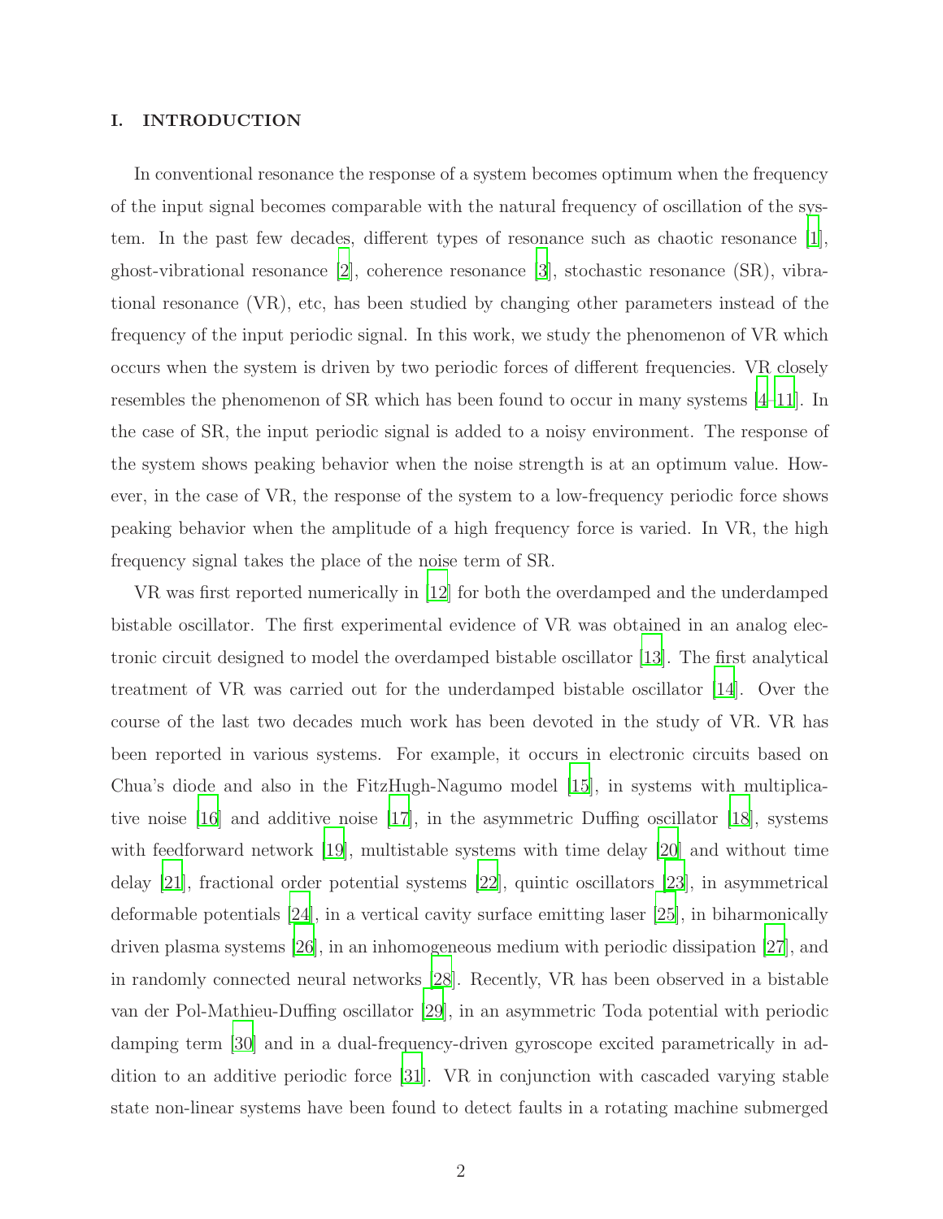## I. INTRODUCTION

In conventional resonance the response of a system becomes optimum when the frequency of the input signal becomes comparable with the natural frequency of oscillation of the system. In the past few decades, different types of resonance such as chaotic resonance [1], ghost-vibrational resonance [2], coherence resonance [3], stochastic resonance (SR), vibrational resonance (VR), etc, has been studied by changing other parameters instead of the frequency of the input periodic signal. In this work, we study the phenomenon of VR which occurs when the system is driven by two periodic forces of different frequencies. VR closely resembles the phenomenon of SR which has been found to occur in many systems [4–11]. In the case of SR, the input periodic signal is added to a noisy environment. The response of the system shows peaking behavior when the noise strength is at an optimum value. However, in the case of VR, the response of the system to a low-frequency periodic force shows peaking behavior when the amplitude of a high frequency force is varied. In VR, the high frequency signal takes the place of the noise term of SR.

VR was first reported numerically in [12] for both the overdamped and the underdamped bistable oscillator. The first experimental evidence of VR was obtained in an analog electronic circuit designed to model the overdamped bistable oscillator [13]. The first analytical treatment of VR was carried out for the underdamped bistable oscillator [14]. Over the course of the last two decades much work has been devoted in the study of VR. VR has been reported in various systems. For example, it occurs in electronic circuits based on Chua's diode and also in the FitzHugh-Nagumo model [15], in systems with multiplicative noise [16] and additive noise [17], in the asymmetric Duffing oscillator [18], systems with feedforward network [19], multistable systems with time delay [20] and without time delay [21], fractional order potential systems [22], quintic oscillators [23], in asymmetrical deformable potentials [24], in a vertical cavity surface emitting laser [25], in biharmonically driven plasma systems [26], in an inhomogeneous medium with periodic dissipation [27], and in randomly connected neural networks [28]. Recently, VR has been observed in a bistable van der Pol-Mathieu-Duffing oscillator [29], in an asymmetric Toda potential with periodic damping term [30] and in a dual-frequency-driven gyroscope excited parametrically in addition to an additive periodic force [31]. VR in conjunction with cascaded varying stable state non-linear systems have been found to detect faults in a rotating machine submerged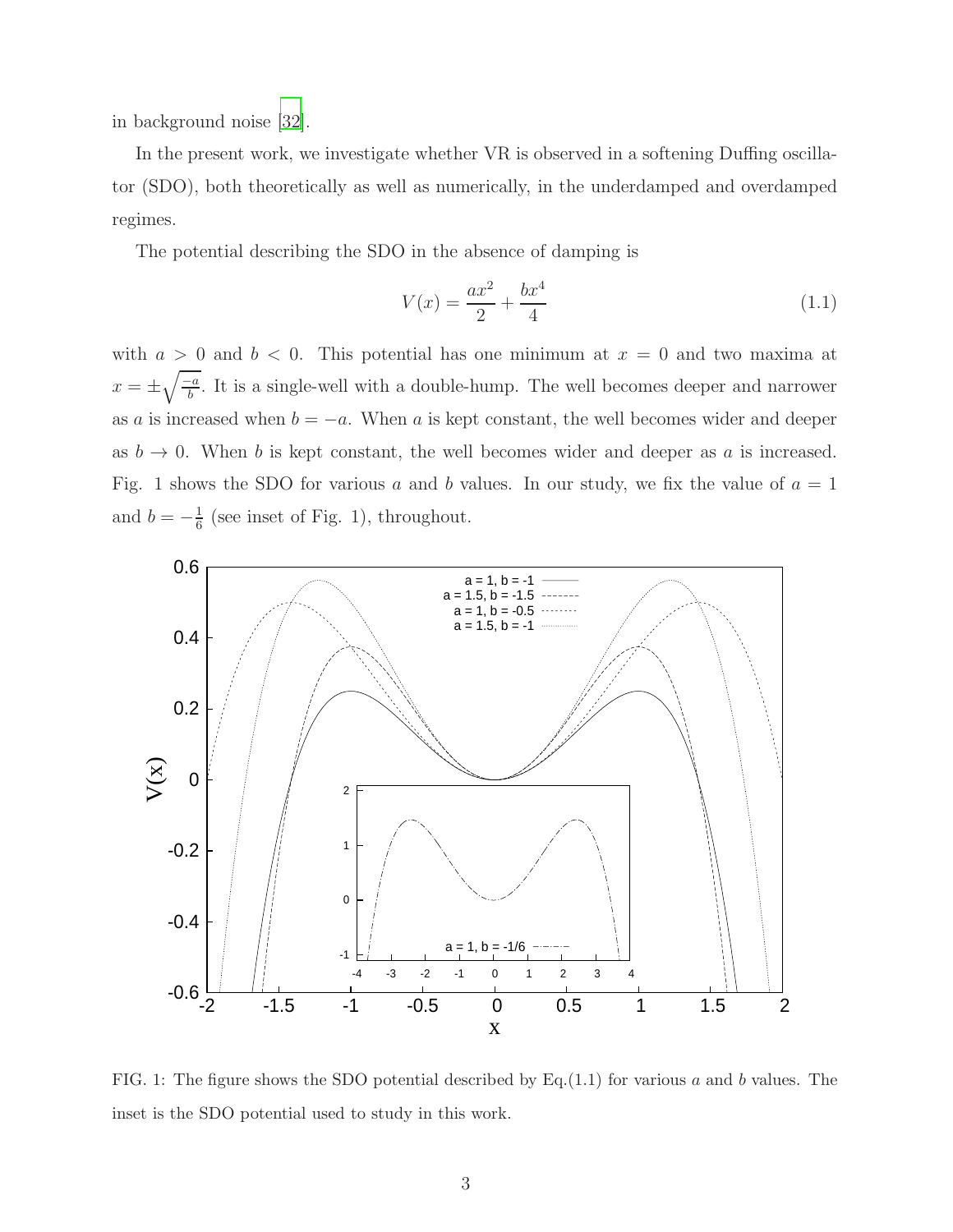in background noise [32].

In the present work, we investigate whether VR is observed in a softening Duffing oscillator (SDO), both theoretically as well as numerically, in the underdamped and overdamped regimes.

The potential describing the SDO in the absence of damping is

$$V(x) = \frac{ax^2}{2} + \frac{bx^4}{4} \tag{1.1}$$

with $a > 0$ and $b < 0$. This potential has one minimum at $x = 0$ and two maxima at $x = \pm\sqrt{\frac{-a}{b}}$. It is a single-well with a double-hump. The well becomes deeper and narrower as $a$ is increased when $b = -a$. When $a$ is kept constant, the well becomes wider and deeper as $b \to 0$. When $b$ is kept constant, the well becomes wider and deeper as $a$ is increased. Fig. 1 shows the SDO for various $a$ and $b$ values. In our study, we fix the value of $a = 1$ and $b = -\frac{1}{6}$ (see inset of Fig. 1), throughout.

FIG. 1: The figure shows the SDO potential described by Eq.(1.1) for various $a$ and $b$ values. The inset is the SDO potential used to study in this work.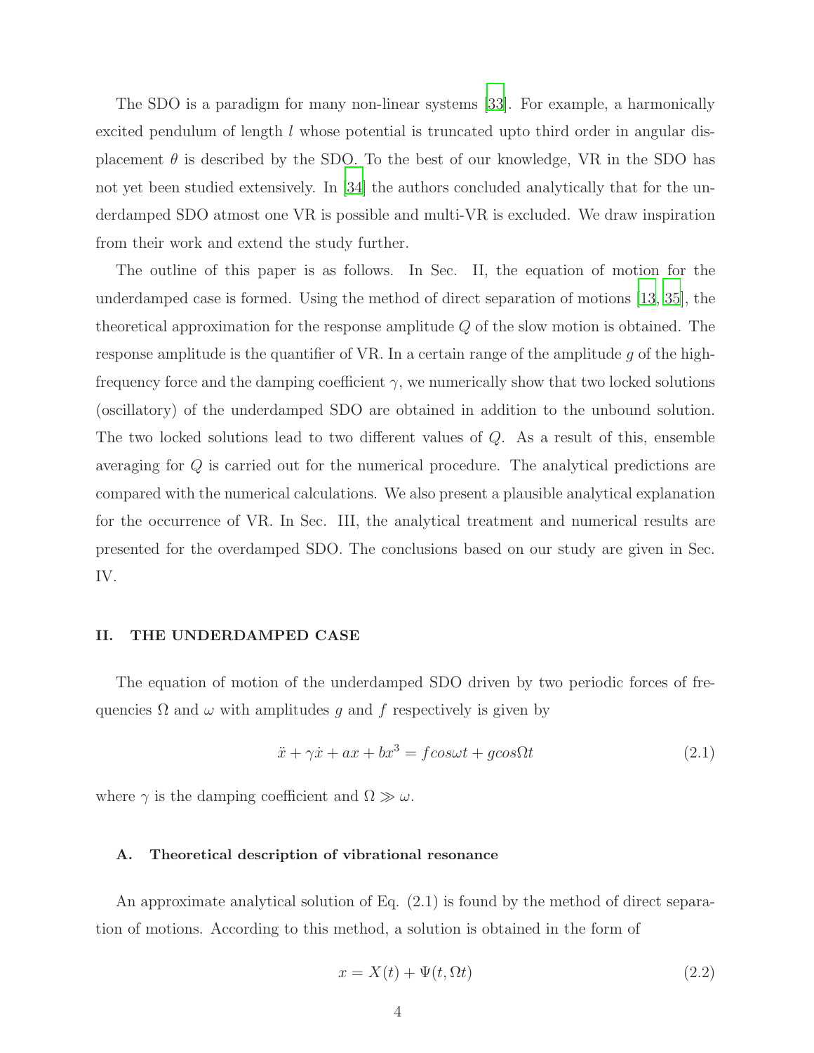The SDO is a paradigm for many non-linear systems [33]. For example, a harmonically excited pendulum of length $l$ whose potential is truncated upto third order in angular displacement $\theta$ is described by the SDO. To the best of our knowledge, VR in the SDO has not yet been studied extensively. In [34] the authors concluded analytically that for the underdamped SDO atmost one VR is possible and multi-VR is excluded. We draw inspiration from their work and extend the study further.

The outline of this paper is as follows. In Sec. II, the equation of motion for the underdamped case is formed. Using the method of direct separation of motions [13, 35], the theoretical approximation for the response amplitude $Q$ of the slow motion is obtained. The response amplitude is the quantifier of VR. In a certain range of the amplitude $g$ of the high-frequency force and the damping coefficient $\gamma$, we numerically show that two locked solutions (oscillatory) of the underdamped SDO are obtained in addition to the unbound solution. The two locked solutions lead to two different values of $Q$. As a result of this, ensemble averaging for $Q$ is carried out for the numerical procedure. The analytical predictions are compared with the numerical calculations. We also present a plausible analytical explanation for the occurrence of VR. In Sec. III, the analytical treatment and numerical results are presented for the overdamped SDO. The conclusions based on our study are given in Sec. IV.

## II. THE UNDERDAMPED CASE

The equation of motion of the underdamped SDO driven by two periodic forces of frequencies $\Omega$ and $\omega$ with amplitudes $g$ and $f$ respectively is given by

$$\ddot{x} + \gamma\dot{x} + ax + bx^3 = f cos\omega t + g cos\Omega t \tag{2.1}$$

where $\gamma$ is the damping coefficient and $\Omega \gg \omega$.

### A. Theoretical description of vibrational resonance

An approximate analytical solution of Eq. (2.1) is found by the method of direct separation of motions. According to this method, a solution is obtained in the form of

$$x = X(t) + \Psi(t, \Omega t) \tag{2.2}$$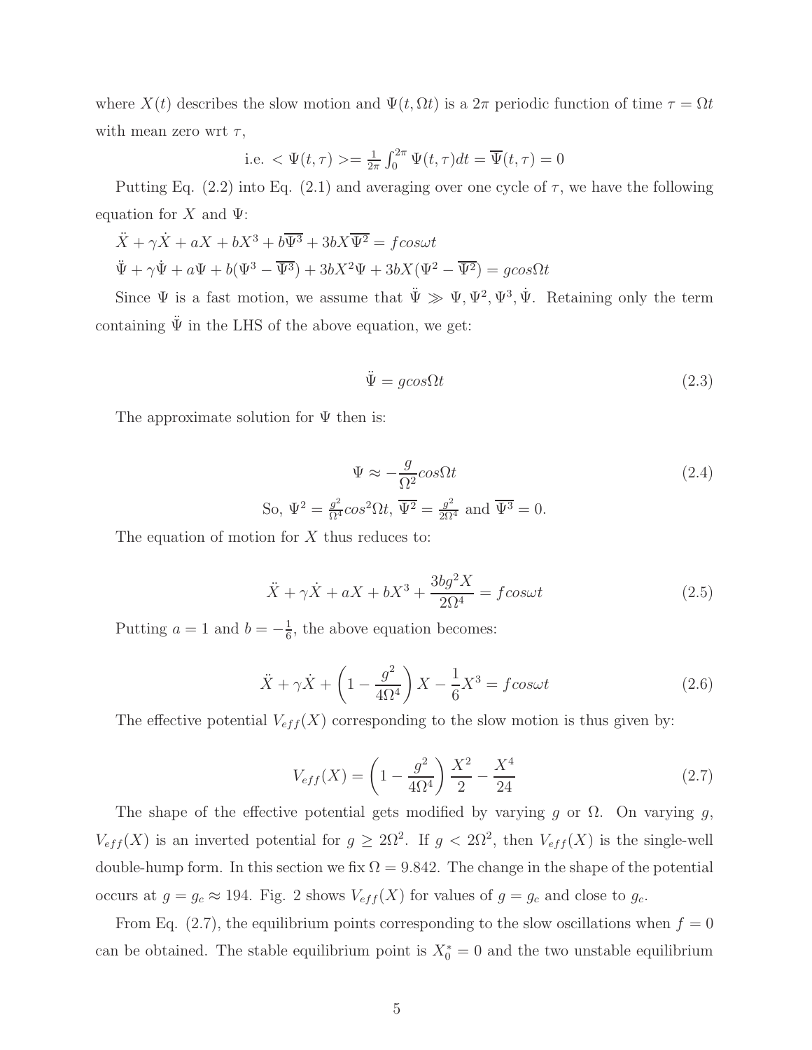where $X(t)$ describes the slow motion and $\Psi(t, \Omega t)$ is a $2\pi$ periodic function of time $\tau = \Omega t$ with mean zero wrt $\tau$,

$$\text{i.e. } < \Psi(t,\tau) >= \frac{1}{2\pi}\int_0^{2\pi} \Psi(t,\tau)dt = \overline{\Psi}(t,\tau) = 0$$

Putting Eq. (2.2) into Eq. (2.1) and averaging over one cycle of $\tau$, we have the following equation for $X$ and $\Psi$:

$$\ddot{X} + \gamma\dot{X} + aX + bX^3 + b\overline{\Psi^3} + 3bX\overline{\Psi^2} = f cos\omega t$$

$$\ddot{\Psi} + \gamma\dot{\Psi} + a\Psi + b(\Psi^3 - \overline{\Psi^3}) + 3bX^2\Psi + 3bX(\Psi^2 - \overline{\Psi^2}) = g cos\Omega t$$

Since $\Psi$ is a fast motion, we assume that $\ddot{\Psi} \gg \Psi, \Psi^2, \Psi^3, \dot{\Psi}$. Retaining only the term containing $\ddot{\Psi}$ in the LHS of the above equation, we get:

$$\ddot{\Psi} = g cos\Omega t \tag{2.3}$$

The approximate solution for $\Psi$ then is:

$$\Psi \approx -\frac{g}{\Omega^2} cos\Omega t \tag{2.4}$$

So, $\Psi^2 = \frac{g^2}{\Omega^4} cos^2\Omega t$, $\overline{\Psi^2} = \frac{g^2}{2\Omega^4}$ and $\overline{\Psi^3} = 0$.

The equation of motion for $X$ thus reduces to:

$$\ddot{X} + \gamma\dot{X} + aX + bX^3 + \frac{3bg^2X}{2\Omega^4} = f cos\omega t \tag{2.5}$$

Putting $a = 1$ and $b = -\frac{1}{6}$, the above equation becomes:

$$\ddot{X} + \gamma\dot{X} + \left(1 - \frac{g^2}{4\Omega^4}\right)X - \frac{1}{6}X^3 = f cos\omega t \tag{2.6}$$

The effective potential $V_{eff}(X)$ corresponding to the slow motion is thus given by:

$$V_{eff}(X) = \left(1 - \frac{g^2}{4\Omega^4}\right)\frac{X^2}{2} - \frac{X^4}{24} \tag{2.7}$$

The shape of the effective potential gets modified by varying $g$ or $\Omega$. On varying $g$, $V_{eff}(X)$ is an inverted potential for $g \geq 2\Omega^2$. If $g < 2\Omega^2$, then $V_{eff}(X)$ is the single-well double-hump form. In this section we fix $\Omega = 9.842$. The change in the shape of the potential occurs at $g = g_c \approx 194$. Fig. 2 shows $V_{eff}(X)$ for values of $g = g_c$ and close to $g_c$.

From Eq. (2.7), the equilibrium points corresponding to the slow oscillations when $f = 0$ can be obtained. The stable equilibrium point is $X_0^* = 0$ and the two unstable equilibrium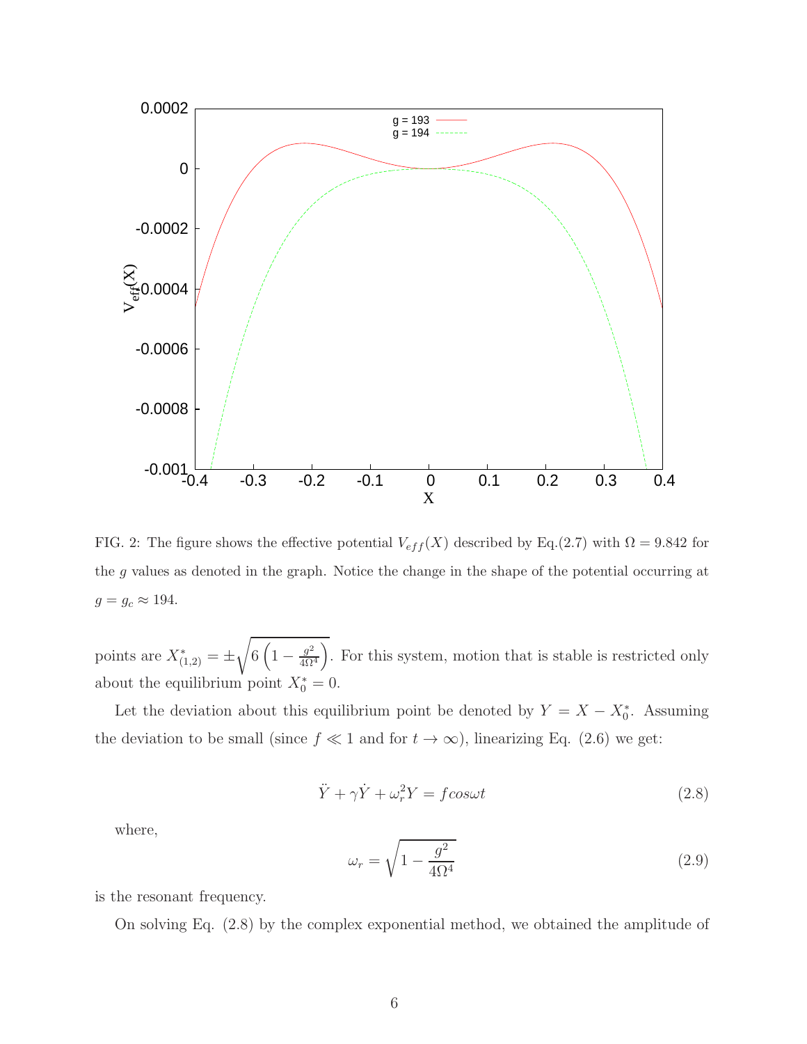FIG. 2: The figure shows the effective potential $V_{eff}(X)$ described by Eq.(2.7) with $\Omega = 9.842$ for the $g$ values as denoted in the graph. Notice the change in the shape of the potential occurring at $g = g_c \approx 194$.

points are $X^*_{(1,2)} = \pm\sqrt{6\left(1 - \frac{g^2}{4\Omega^4}\right)}$. For this system, motion that is stable is restricted only about the equilibrium point $X^*_0 = 0$.

Let the deviation about this equilibrium point be denoted by $Y = X - X^*_0$. Assuming the deviation to be small (since $f \ll 1$ and for $t \to \infty$), linearizing Eq. (2.6) we get:

$$\ddot{Y} + \gamma\dot{Y} + \omega_r^2 Y = f cos\omega t \tag{2.8}$$

where,

$$\omega_r = \sqrt{1 - \frac{g^2}{4\Omega^4}} \tag{2.9}$$

is the resonant frequency.

On solving Eq. (2.8) by the complex exponential method, we obtained the amplitude of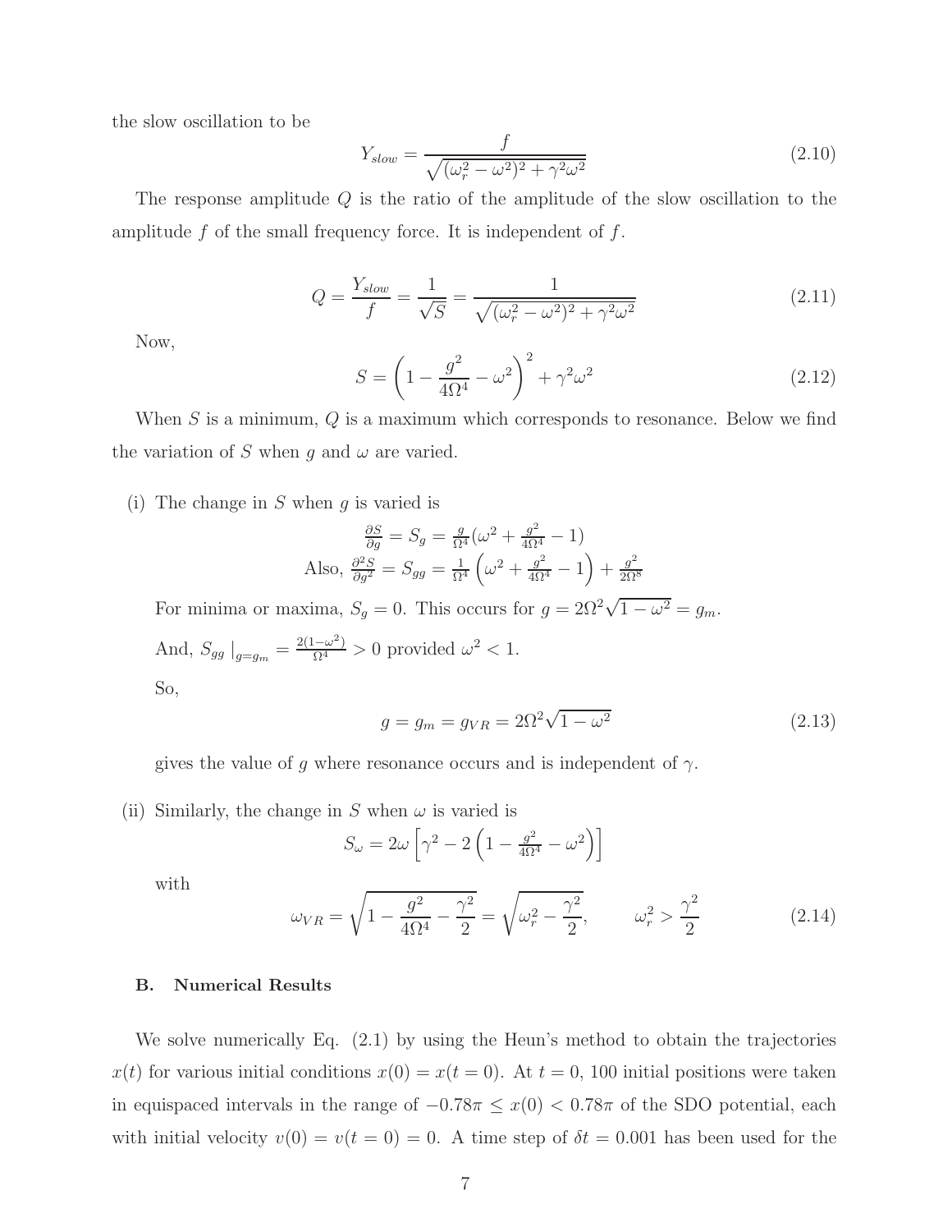the slow oscillation to be

$$Y_{slow} = \frac{f}{\sqrt{(\omega_r^2 - \omega^2)^2 + \gamma^2\omega^2}} \tag{2.10}$$

The response amplitude $Q$ is the ratio of the amplitude of the slow oscillation to the amplitude $f$ of the small frequency force. It is independent of $f$.

$$Q = \frac{Y_{slow}}{f} = \frac{1}{\sqrt{S}} = \frac{1}{\sqrt{(\omega_r^2 - \omega^2)^2 + \gamma^2\omega^2}} \tag{2.11}$$

Now,

$$S = \left(1 - \frac{g^2}{4\Omega^4} - \omega^2\right)^2 + \gamma^2\omega^2 \tag{2.12}$$

When $S$ is a minimum, $Q$ is a maximum which corresponds to resonance. Below we find the variation of $S$ when $g$ and $\omega$ are varied.

(i) The change in $S$ when $g$ is varied is

$$\frac{\partial S}{\partial g} = S_g = \frac{g}{\Omega^4}\left(\omega^2 + \frac{g^2}{4\Omega^4} - 1\right)$$

$$\text{Also, } \frac{\partial^2 S}{\partial g^2} = S_{gg} = \frac{1}{\Omega^4}\left(\omega^2 + \frac{g^2}{4\Omega^4} - 1\right) + \frac{g^2}{2\Omega^8}$$

For minima or maxima, $S_g = 0$. This occurs for $g = 2\Omega^2\sqrt{1-\omega^2} = g_m$.

And, $S_{gg}\mid_{g=g_m} = \frac{2(1-\omega^2)}{\Omega^4} > 0$ provided $\omega^2 < 1$.

So,

$$g = g_m = g_{VR} = 2\Omega^2\sqrt{1-\omega^2} \tag{2.13}$$

gives the value of $g$ where resonance occurs and is independent of $\gamma$.

(ii) Similarly, the change in $S$ when $\omega$ is varied is

$$S_\omega = 2\omega\left[\gamma^2 - 2\left(1 - \frac{g^2}{4\Omega^4} - \omega^2\right)\right]$$

with

$$\omega_{VR} = \sqrt{1 - \frac{g^2}{4\Omega^4} - \frac{\gamma^2}{2}} = \sqrt{\omega_r^2 - \frac{\gamma^2}{2}}, \qquad \omega_r^2 > \frac{\gamma^2}{2} \tag{2.14}$$

### B. Numerical Results

We solve numerically Eq. (2.1) by using the Heun's method to obtain the trajectories $x(t)$ for various initial conditions $x(0) = x(t = 0)$. At $t = 0$, 100 initial positions were taken in equispaced intervals in the range of $-0.78\pi \leq x(0) < 0.78\pi$ of the SDO potential, each with initial velocity $v(0) = v(t = 0) = 0$. A time step of $\delta t = 0.001$ has been used for the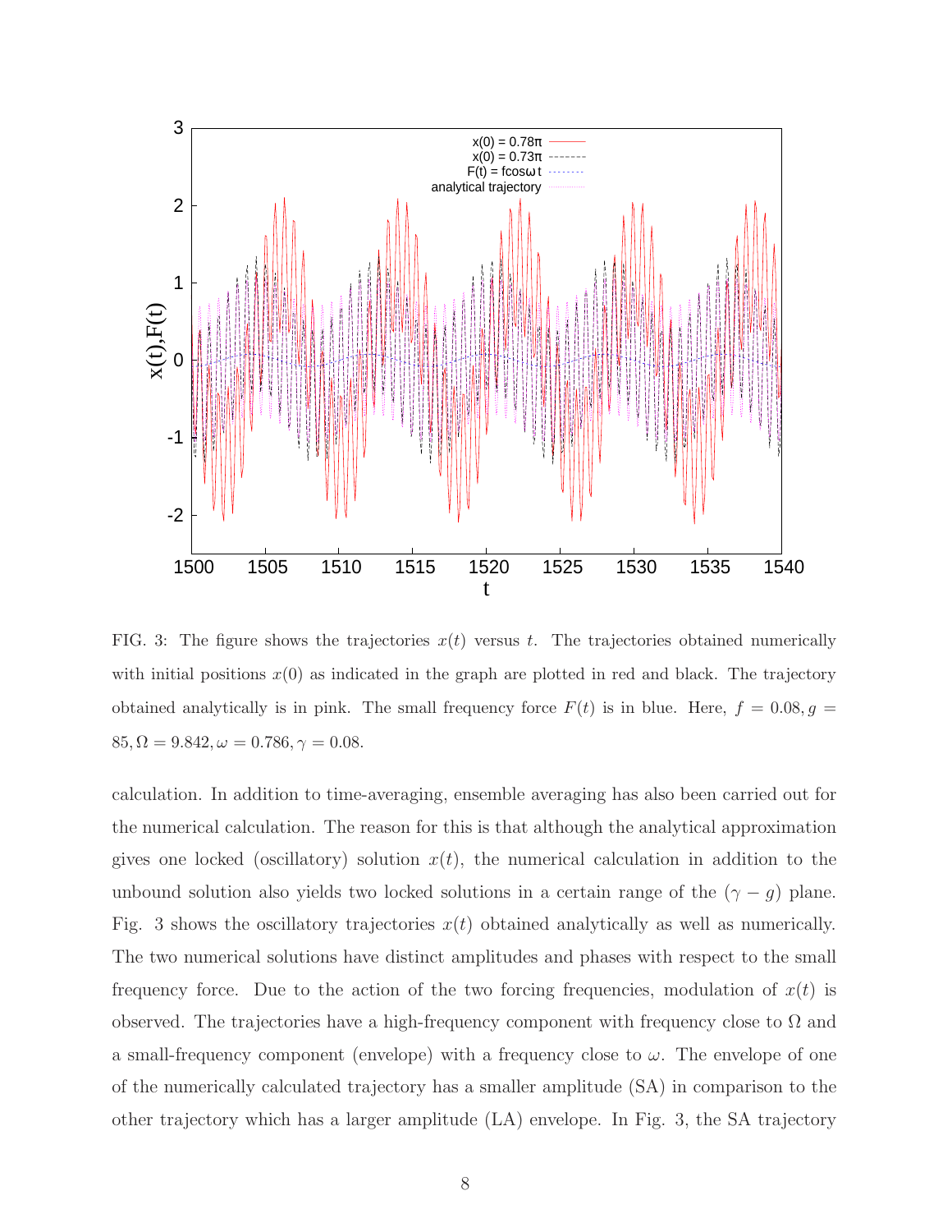FIG. 3: The figure shows the trajectories $x(t)$ versus $t$. The trajectories obtained numerically with initial positions $x(0)$ as indicated in the graph are plotted in red and black. The trajectory obtained analytically is in pink. The small frequency force $F(t)$ is in blue. Here, $f = 0.08, g = 85, \Omega = 9.842, \omega = 0.786, \gamma = 0.08$.

calculation. In addition to time-averaging, ensemble averaging has also been carried out for the numerical calculation. The reason for this is that although the analytical approximation gives one locked (oscillatory) solution $x(t)$, the numerical calculation in addition to the unbound solution also yields two locked solutions in a certain range of the $(\gamma - g)$ plane. Fig. 3 shows the oscillatory trajectories $x(t)$ obtained analytically as well as numerically. The two numerical solutions have distinct amplitudes and phases with respect to the small frequency force. Due to the action of the two forcing frequencies, modulation of $x(t)$ is observed. The trajectories have a high-frequency component with frequency close to $\Omega$ and a small-frequency component (envelope) with a frequency close to $\omega$. The envelope of one of the numerically calculated trajectory has a smaller amplitude (SA) in comparison to the other trajectory which has a larger amplitude (LA) envelope. In Fig. 3, the SA trajectory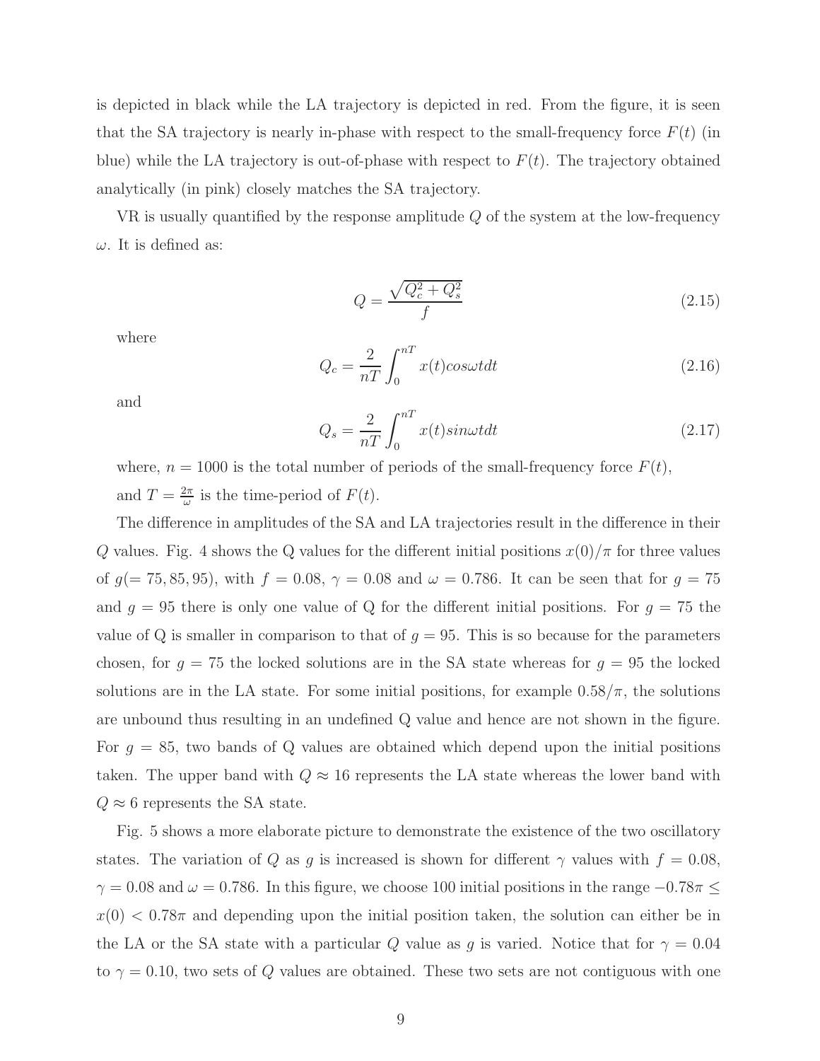is depicted in black while the LA trajectory is depicted in red. From the figure, it is seen that the SA trajectory is nearly in-phase with respect to the small-frequency force $F(t)$ (in blue) while the LA trajectory is out-of-phase with respect to $F(t)$. The trajectory obtained analytically (in pink) closely matches the SA trajectory.

VR is usually quantified by the response amplitude $Q$ of the system at the low-frequency $\omega$. It is defined as:

$$Q = \frac{\sqrt{Q_c^2 + Q_s^2}}{f} \tag{2.15}$$

where

$$Q_c = \frac{2}{nT} \int_0^{nT} x(t) cos\omega t dt \tag{2.16}$$

and

$$Q_s = \frac{2}{nT} \int_0^{nT} x(t) sin\omega t dt \tag{2.17}$$

where, $n = 1000$ is the total number of periods of the small-frequency force $F(t)$, and $T = \frac{2\pi}{\omega}$ is the time-period of $F(t)$.

The difference in amplitudes of the SA and LA trajectories result in the difference in their $Q$ values. Fig. 4 shows the Q values for the different initial positions $x(0)/\pi$ for three values of $g(= 75, 85, 95)$, with $f = 0.08$, $\gamma = 0.08$ and $\omega = 0.786$. It can be seen that for $g = 75$ and $g = 95$ there is only one value of Q for the different initial positions. For $g = 75$ the value of Q is smaller in comparison to that of $g = 95$. This is so because for the parameters chosen, for $g = 75$ the locked solutions are in the SA state whereas for $g = 95$ the locked solutions are in the LA state. For some initial positions, for example $0.58/\pi$, the solutions are unbound thus resulting in an undefined Q value and hence are not shown in the figure. For $g = 85$, two bands of Q values are obtained which depend upon the initial positions taken. The upper band with $Q \approx 16$ represents the LA state whereas the lower band with $Q \approx 6$ represents the SA state.

Fig. 5 shows a more elaborate picture to demonstrate the existence of the two oscillatory states. The variation of $Q$ as $g$ is increased is shown for different $\gamma$ values with $f = 0.08$, $\gamma = 0.08$ and $\omega = 0.786$. In this figure, we choose 100 initial positions in the range $-0.78\pi \leq x(0) < 0.78\pi$ and depending upon the initial position taken, the solution can either be in the LA or the SA state with a particular $Q$ value as $g$ is varied. Notice that for $\gamma = 0.04$ to $\gamma = 0.10$, two sets of $Q$ values are obtained. These two sets are not contiguous with one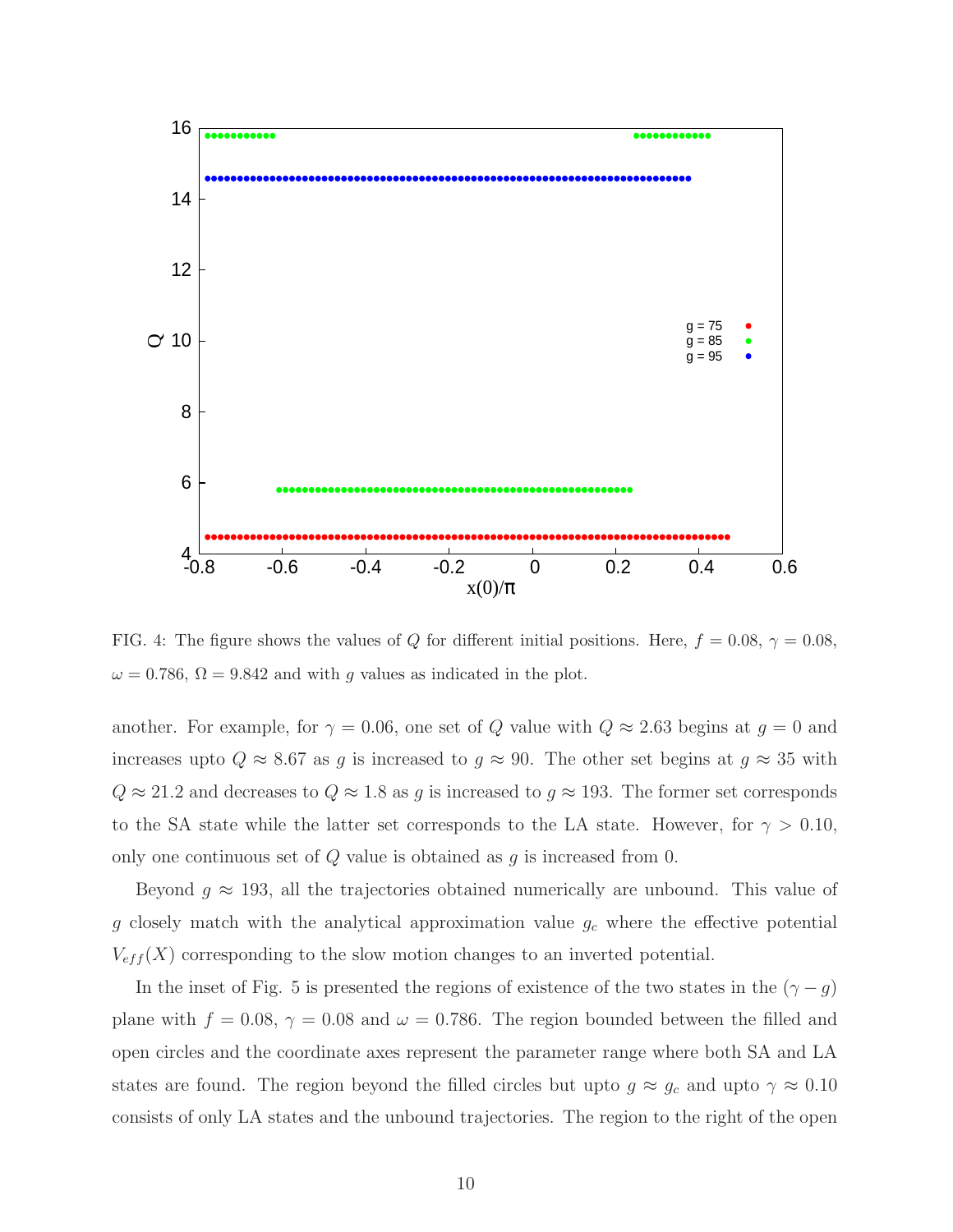FIG. 4: The figure shows the values of $Q$ for different initial positions. Here, $f = 0.08$, $\gamma = 0.08$, $\omega = 0.786$, $\Omega = 9.842$ and with $g$ values as indicated in the plot.

another. For example, for $\gamma = 0.06$, one set of $Q$ value with $Q \approx 2.63$ begins at $g = 0$ and increases upto $Q \approx 8.67$ as $g$ is increased to $g \approx 90$. The other set begins at $g \approx 35$ with $Q \approx 21.2$ and decreases to $Q \approx 1.8$ as $g$ is increased to $g \approx 193$. The former set corresponds to the SA state while the latter set corresponds to the LA state. However, for $\gamma > 0.10$, only one continuous set of $Q$ value is obtained as $g$ is increased from 0.

Beyond $g \approx 193$, all the trajectories obtained numerically are unbound. This value of $g$ closely match with the analytical approximation value $g_c$ where the effective potential $V_{eff}(X)$ corresponding to the slow motion changes to an inverted potential.

In the inset of Fig. 5 is presented the regions of existence of the two states in the $(\gamma - g)$ plane with $f = 0.08$, $\gamma = 0.08$ and $\omega = 0.786$. The region bounded between the filled and open circles and the coordinate axes represent the parameter range where both SA and LA states are found. The region beyond the filled circles but upto $g \approx g_c$ and upto $\gamma \approx 0.10$ consists of only LA states and the unbound trajectories. The region to the right of the open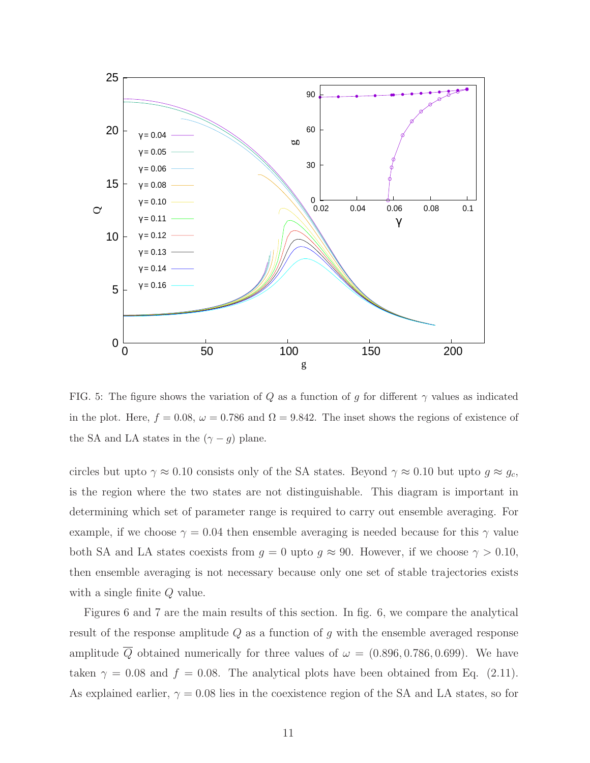FIG. 5: The figure shows the variation of $Q$ as a function of $g$ for different $\gamma$ values as indicated in the plot. Here, $f = 0.08$, $\omega = 0.786$ and $\Omega = 9.842$. The inset shows the regions of existence of the SA and LA states in the $(\gamma - g)$ plane.

circles but upto $\gamma \approx 0.10$ consists only of the SA states. Beyond $\gamma \approx 0.10$ but upto $g \approx g_c$, is the region where the two states are not distinguishable. This diagram is important in determining which set of parameter range is required to carry out ensemble averaging. For example, if we choose $\gamma = 0.04$ then ensemble averaging is needed because for this $\gamma$ value both SA and LA states coexists from $g = 0$ upto $g \approx 90$. However, if we choose $\gamma > 0.10$, then ensemble averaging is not necessary because only one set of stable trajectories exists with a single finite $Q$ value.

Figures 6 and 7 are the main results of this section. In fig. 6, we compare the analytical result of the response amplitude $Q$ as a function of $g$ with the ensemble averaged response amplitude $\overline{Q}$ obtained numerically for three values of $\omega = (0.896, 0.786, 0.699)$. We have taken $\gamma = 0.08$ and $f = 0.08$. The analytical plots have been obtained from Eq. (2.11). As explained earlier, $\gamma = 0.08$ lies in the coexistence region of the SA and LA states, so for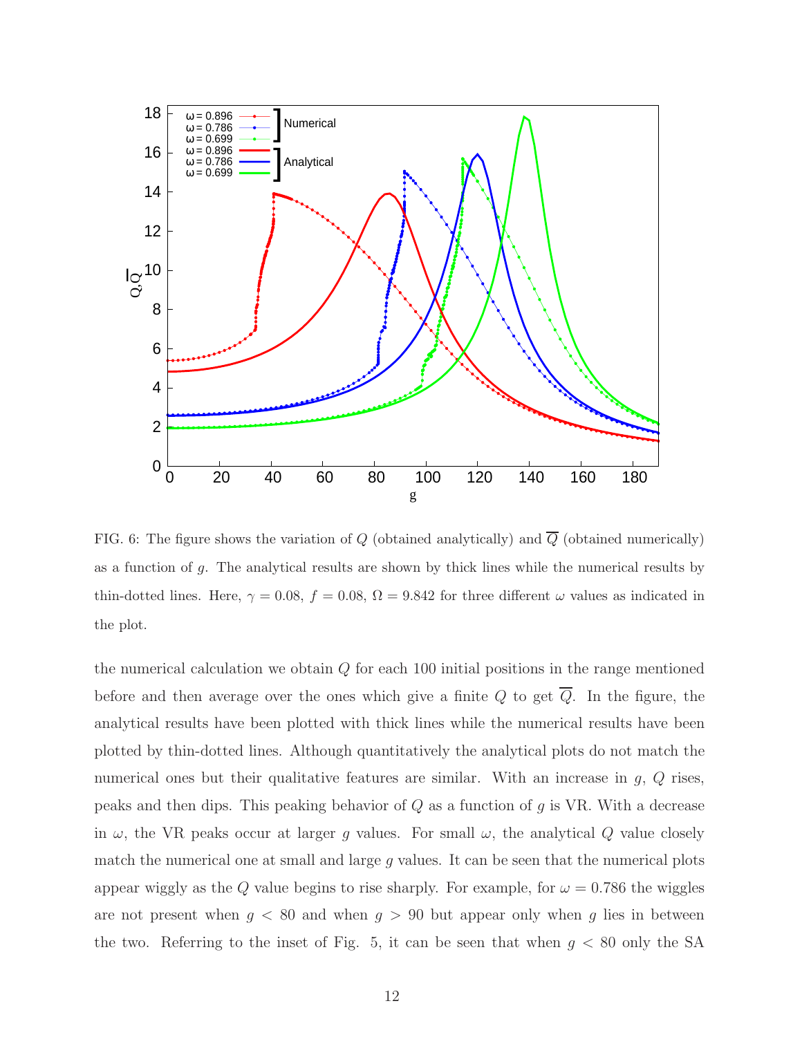FIG. 6: The figure shows the variation of $Q$ (obtained analytically) and $\overline{Q}$ (obtained numerically) as a function of $g$. The analytical results are shown by thick lines while the numerical results by thin-dotted lines. Here, $\gamma = 0.08$, $f = 0.08$, $\Omega = 9.842$ for three different $\omega$ values as indicated in the plot.

the numerical calculation we obtain $Q$ for each 100 initial positions in the range mentioned before and then average over the ones which give a finite $Q$ to get $\overline{Q}$. In the figure, the analytical results have been plotted with thick lines while the numerical results have been plotted by thin-dotted lines. Although quantitatively the analytical plots do not match the numerical ones but their qualitative features are similar. With an increase in $g$, $Q$ rises, peaks and then dips. This peaking behavior of $Q$ as a function of $g$ is VR. With a decrease in $\omega$, the VR peaks occur at larger $g$ values. For small $\omega$, the analytical $Q$ value closely match the numerical one at small and large $g$ values. It can be seen that the numerical plots appear wiggly as the $Q$ value begins to rise sharply. For example, for $\omega = 0.786$ the wiggles are not present when $g < 80$ and when $g > 90$ but appear only when $g$ lies in between the two. Referring to the inset of Fig. 5, it can be seen that when $g < 80$ only the SA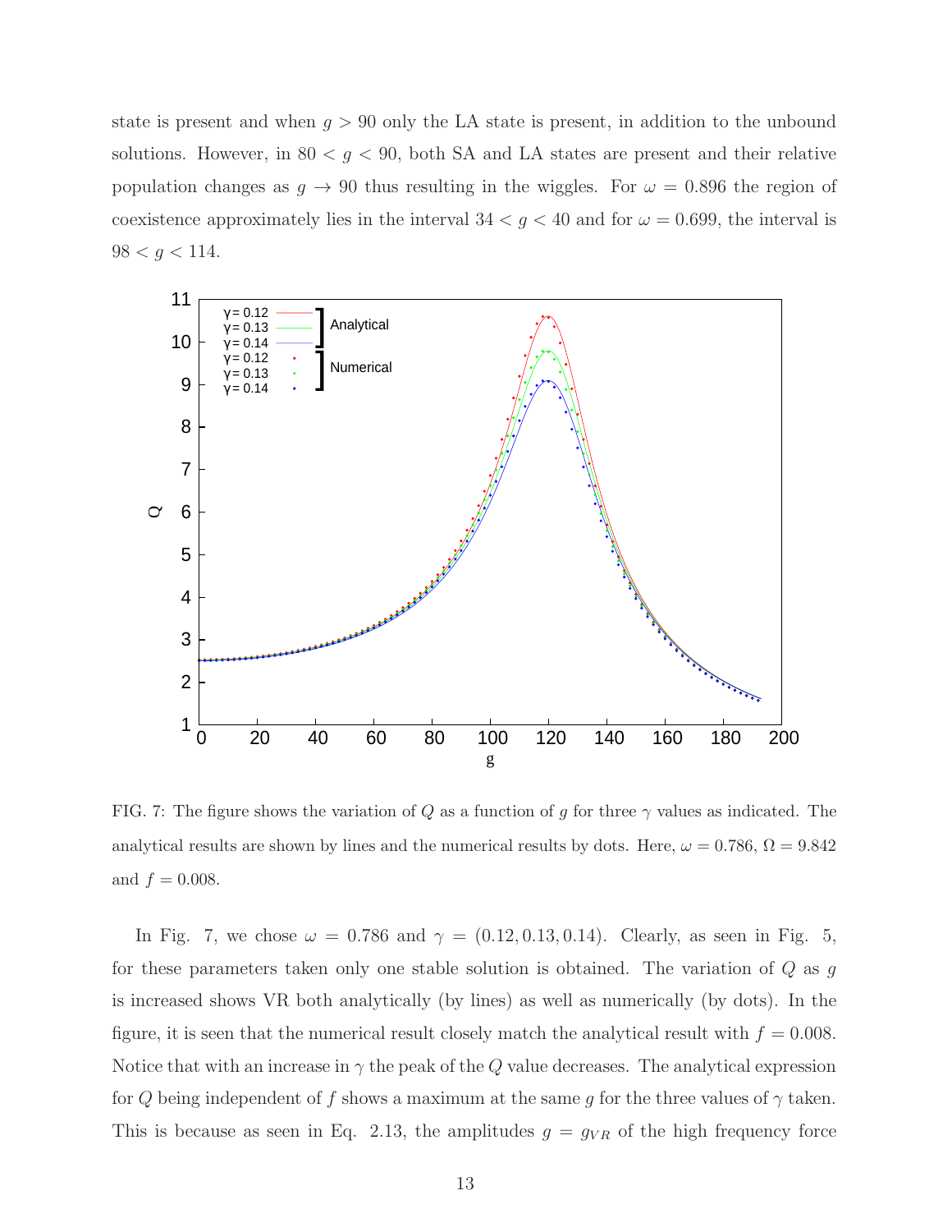state is present and when $g > 90$ only the LA state is present, in addition to the unbound solutions. However, in $80 < g < 90$, both SA and LA states are present and their relative population changes as $g \to 90$ thus resulting in the wiggles. For $\omega = 0.896$ the region of coexistence approximately lies in the interval $34 < g < 40$ and for $\omega = 0.699$, the interval is $98 < g < 114$.

FIG. 7: The figure shows the variation of $Q$ as a function of $g$ for three $\gamma$ values as indicated. The analytical results are shown by lines and the numerical results by dots. Here, $\omega = 0.786$, $\Omega = 9.842$ and $f = 0.008$.

In Fig. 7, we chose $\omega = 0.786$ and $\gamma = (0.12, 0.13, 0.14)$. Clearly, as seen in Fig. 5, for these parameters taken only one stable solution is obtained. The variation of $Q$ as $g$ is increased shows VR both analytically (by lines) as well as numerically (by dots). In the figure, it is seen that the numerical result closely match the analytical result with $f = 0.008$. Notice that with an increase in $\gamma$ the peak of the $Q$ value decreases. The analytical expression for $Q$ being independent of $f$ shows a maximum at the same $g$ for the three values of $\gamma$ taken. This is because as seen in Eq. 2.13, the amplitudes $g = g_{VR}$ of the high frequency force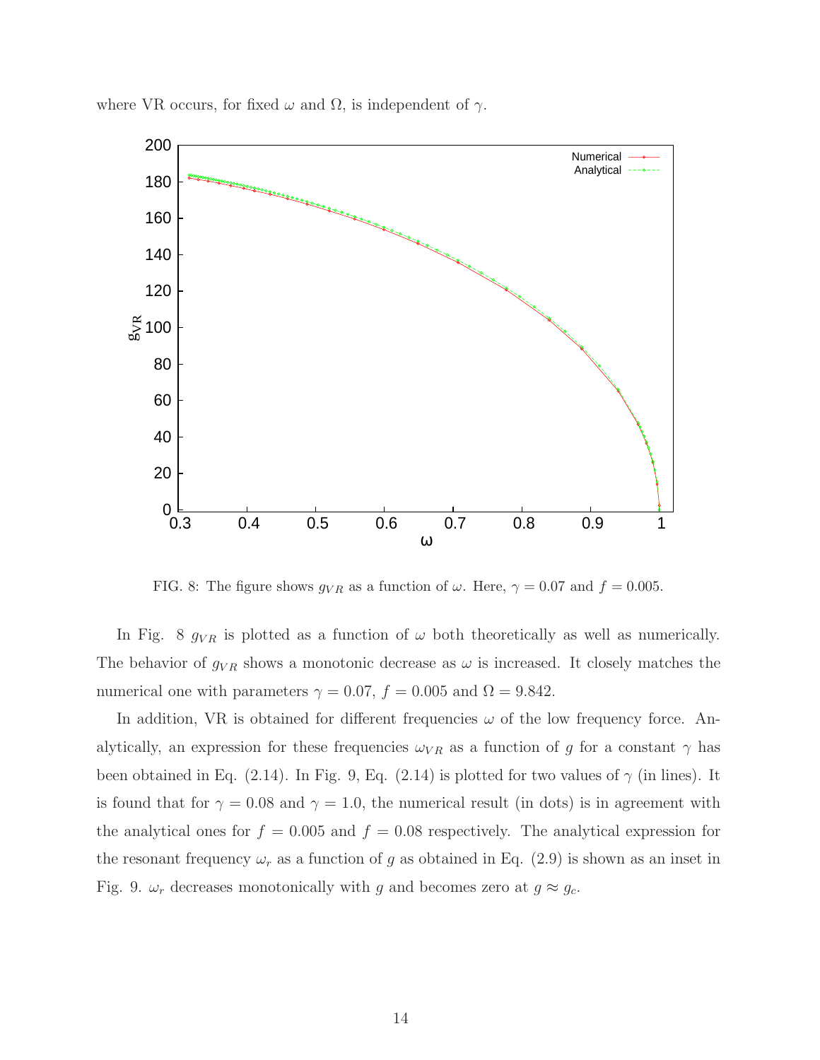where VR occurs, for fixed $\omega$ and $\Omega$, is independent of $\gamma$.

FIG. 8: The figure shows $g_{VR}$ as a function of $\omega$. Here, $\gamma = 0.07$ and $f = 0.005$.

In Fig. 8 $g_{VR}$ is plotted as a function of $\omega$ both theoretically as well as numerically. The behavior of $g_{VR}$ shows a monotonic decrease as $\omega$ is increased. It closely matches the numerical one with parameters $\gamma = 0.07$, $f = 0.005$ and $\Omega = 9.842$.

In addition, VR is obtained for different frequencies $\omega$ of the low frequency force. Analytically, an expression for these frequencies $\omega_{VR}$ as a function of $g$ for a constant $\gamma$ has been obtained in Eq. (2.14). In Fig. 9, Eq. (2.14) is plotted for two values of $\gamma$ (in lines). It is found that for $\gamma = 0.08$ and $\gamma = 1.0$, the numerical result (in dots) is in agreement with the analytical ones for $f = 0.005$ and $f = 0.08$ respectively. The analytical expression for the resonant frequency $\omega_r$ as a function of $g$ as obtained in Eq. (2.9) is shown as an inset in Fig. 9. $\omega_r$ decreases monotonically with $g$ and becomes zero at $g \approx g_c$.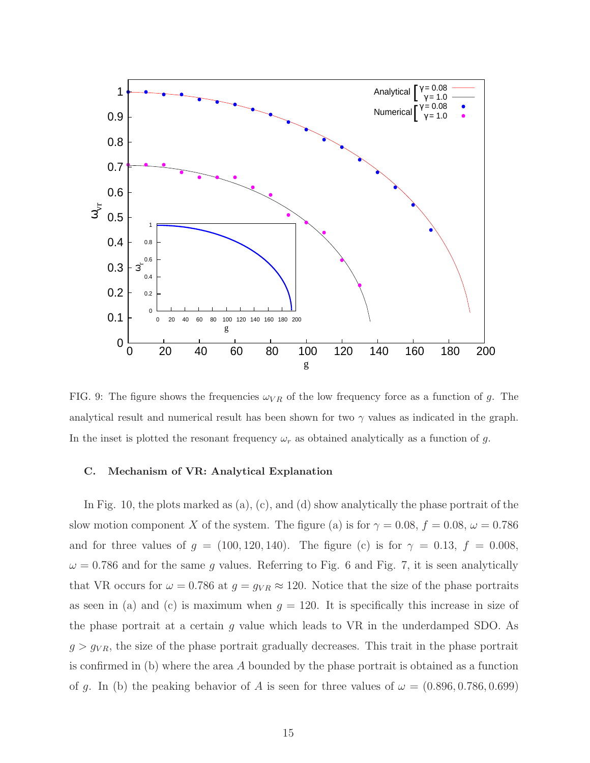FIG. 9: The figure shows the frequencies $\omega_{VR}$ of the low frequency force as a function of $g$. The analytical result and numerical result has been shown for two $\gamma$ values as indicated in the graph. In the inset is plotted the resonant frequency $\omega_r$ as obtained analytically as a function of $g$.

### C. Mechanism of VR: Analytical Explanation

In Fig. 10, the plots marked as (a), (c), and (d) show analytically the phase portrait of the slow motion component $X$ of the system. The figure (a) is for $\gamma = 0.08$, $f = 0.08$, $\omega = 0.786$ and for three values of $g = (100, 120, 140)$. The figure (c) is for $\gamma = 0.13$, $f = 0.008$, $\omega = 0.786$ and for the same $g$ values. Referring to Fig. 6 and Fig. 7, it is seen analytically that VR occurs for $\omega = 0.786$ at $g = g_{VR} \approx 120$. Notice that the size of the phase portraits as seen in (a) and (c) is maximum when $g = 120$. It is specifically this increase in size of the phase portrait at a certain $g$ value which leads to VR in the underdamped SDO. As $g > g_{VR}$, the size of the phase portrait gradually decreases. This trait in the phase portrait is confirmed in (b) where the area $A$ bounded by the phase portrait is obtained as a function of $g$. In (b) the peaking behavior of $A$ is seen for three values of $\omega = (0.896, 0.786, 0.699)$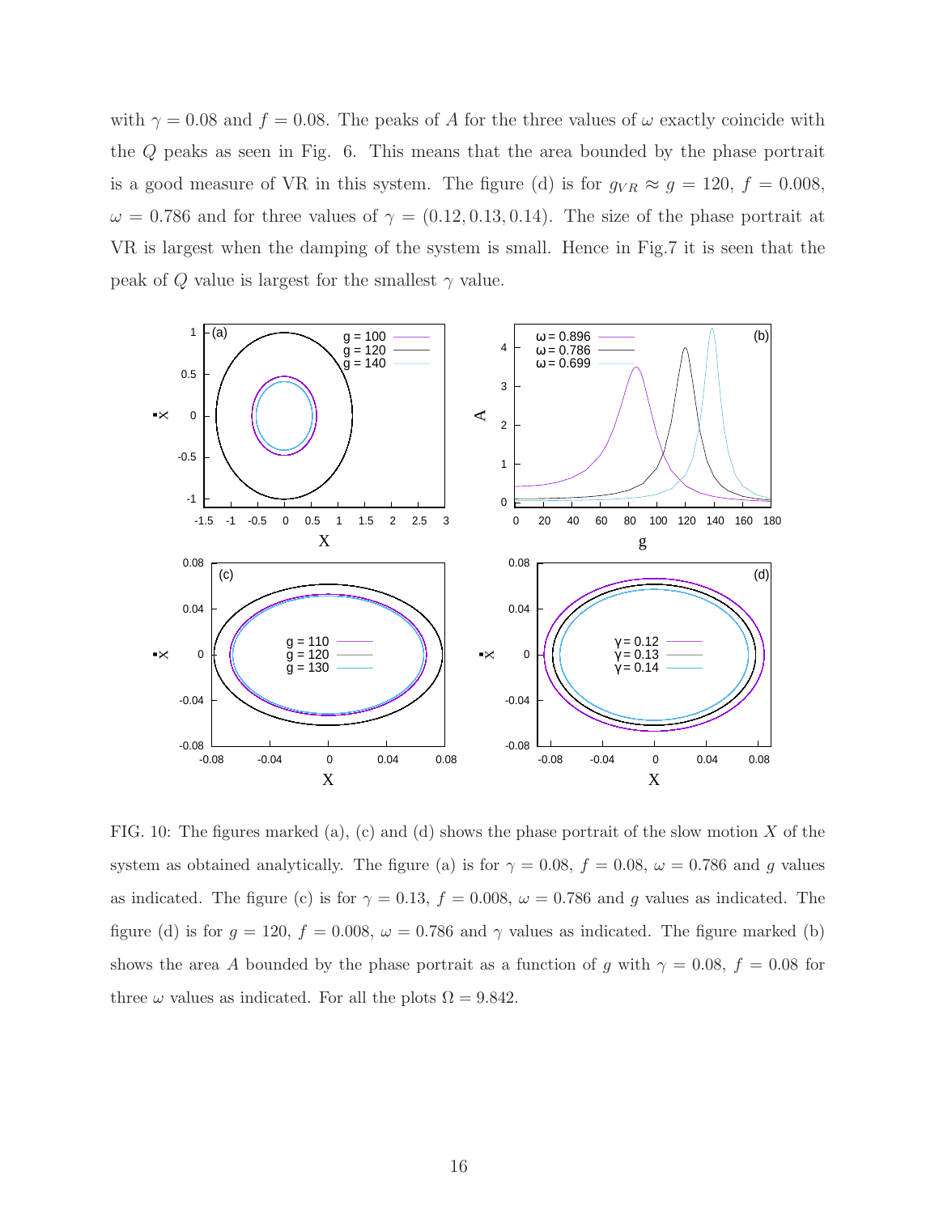with $\gamma = 0.08$ and $f = 0.08$. The peaks of $A$ for the three values of $\omega$ exactly coincide with the $Q$ peaks as seen in Fig. 6. This means that the area bounded by the phase portrait is a good measure of VR in this system. The figure (d) is for $g_{VR} \approx g = 120$, $f = 0.008$, $\omega = 0.786$ and for three values of $\gamma = (0.12, 0.13, 0.14)$. The size of the phase portrait at VR is largest when the damping of the system is small. Hence in Fig.7 it is seen that the peak of $Q$ value is largest for the smallest $\gamma$ value.

FIG. 10: The figures marked (a), (c) and (d) shows the phase portrait of the slow motion $X$ of the system as obtained analytically. The figure (a) is for $\gamma = 0.08$, $f = 0.08$, $\omega = 0.786$ and $g$ values as indicated. The figure (c) is for $\gamma = 0.13$, $f = 0.008$, $\omega = 0.786$ and $g$ values as indicated. The figure (d) is for $g = 120$, $f = 0.008$, $\omega = 0.786$ and $\gamma$ values as indicated. The figure marked (b) shows the area $A$ bounded by the phase portrait as a function of $g$ with $\gamma = 0.08$, $f = 0.08$ for three $\omega$ values as indicated. For all the plots $\Omega = 9.842$.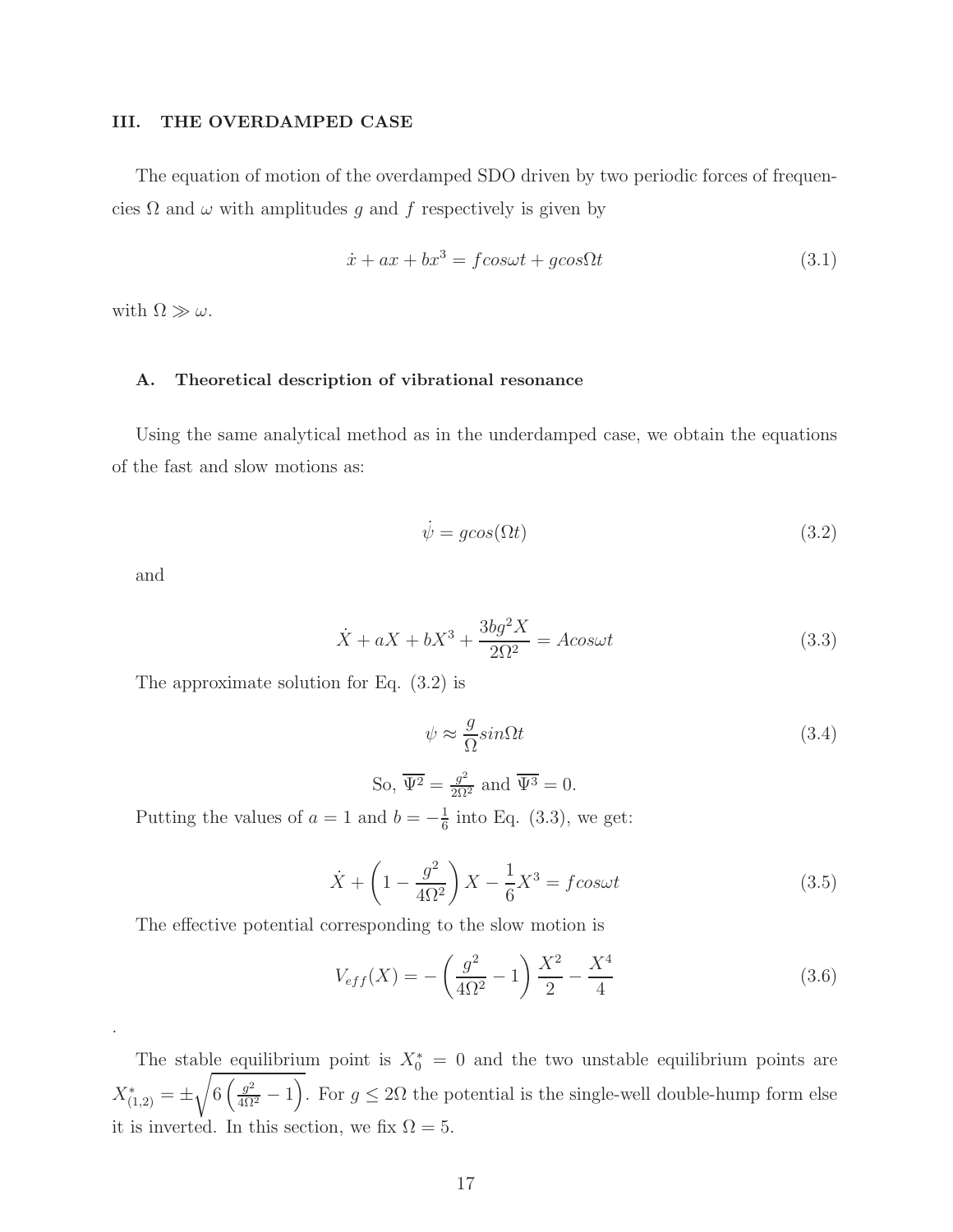## III. THE OVERDAMPED CASE

The equation of motion of the overdamped SDO driven by two periodic forces of frequencies $\Omega$ and $\omega$ with amplitudes $g$ and $f$ respectively is given by

$$\dot{x} + ax + bx^3 = fcos\omega t + gcos\Omega t \tag{3.1}$$

with $\Omega \gg \omega$.

### A. Theoretical description of vibrational resonance

Using the same analytical method as in the underdamped case, we obtain the equations of the fast and slow motions as:

$$\dot{\psi} = gcos(\Omega t) \tag{3.2}$$

and

$$\dot{X} + aX + bX^3 + \frac{3bg^2 X}{2\Omega^2} = Acos\omega t \tag{3.3}$$

The approximate solution for Eq. (3.2) is

$$\psi \approx \frac{g}{\Omega} sin\Omega t \tag{3.4}$$

So, $\overline{\Psi^2} = \frac{g^2}{2\Omega^2}$ and $\overline{\Psi^3} = 0$.

Putting the values of $a = 1$ and $b = -\frac{1}{6}$ into Eq. (3.3), we get:

$$\dot{X} + \left(1 - \frac{g^2}{4\Omega^2}\right) X - \frac{1}{6} X^3 = fcos\omega t \tag{3.5}$$

The effective potential corresponding to the slow motion is

$$V_{eff}(X) = -\left(\frac{g^2}{4\Omega^2} - 1\right)\frac{X^2}{2} - \frac{X^4}{4} \tag{3.6}$$

.

The stable equilibrium point is $X_0^* = 0$ and the two unstable equilibrium points are $X_{(1,2)}^* = \pm\sqrt{6\left(\frac{g^2}{4\Omega^2} - 1\right)}$. For $g \leq 2\Omega$ the potential is the single-well double-hump form else it is inverted. In this section, we fix $\Omega = 5$.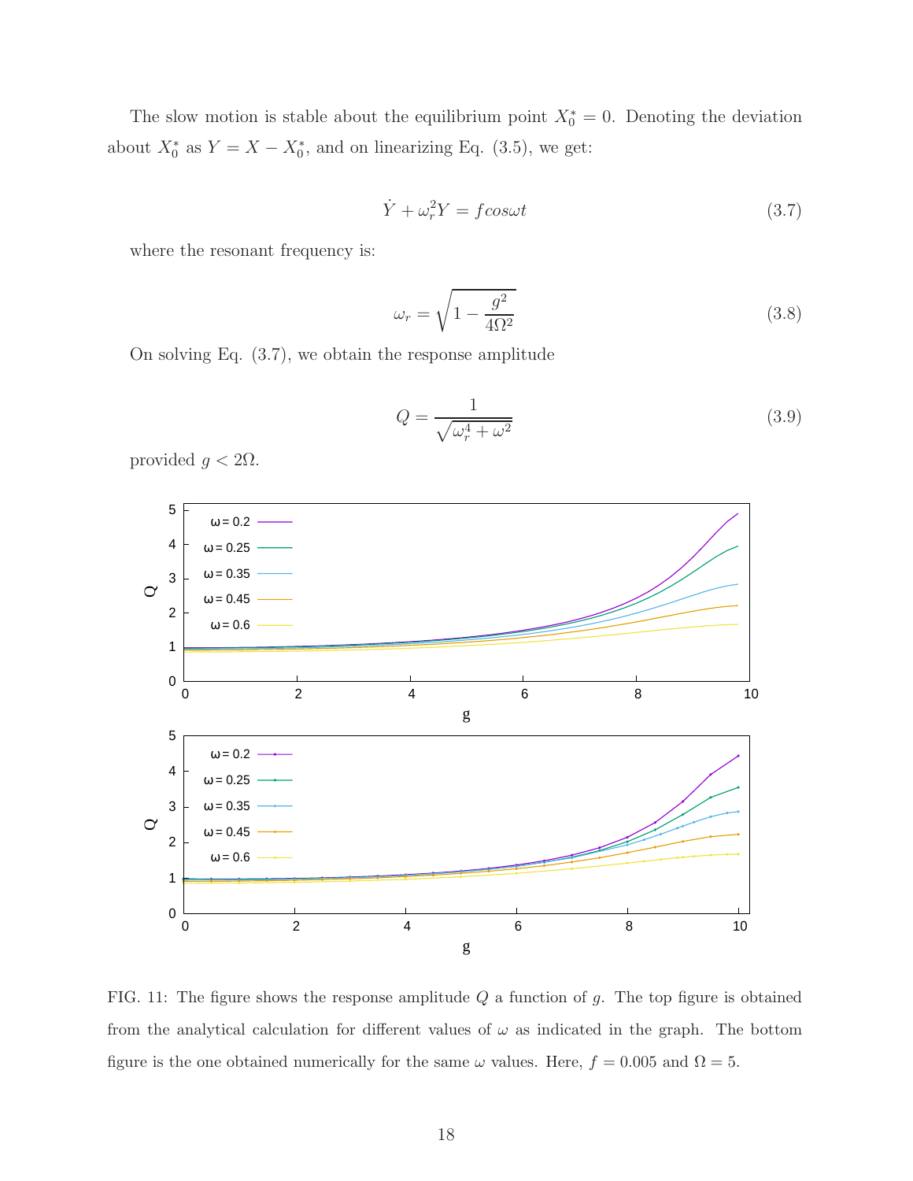The slow motion is stable about the equilibrium point $X_0^* = 0$. Denoting the deviation about $X_0^*$ as $Y = X - X_0^*$, and on linearizing Eq. (3.5), we get:

$$\dot{Y} + \omega_r^2 Y = f cos \omega t \tag{3.7}$$

where the resonant frequency is:

$$\omega_r = \sqrt{1 - \frac{g^2}{4\Omega^2}} \tag{3.8}$$

On solving Eq. (3.7), we obtain the response amplitude

$$Q = \frac{1}{\sqrt{\omega_r^4 + \omega^2}} \tag{3.9}$$

provided $g < 2\Omega$.

FIG. 11: The figure shows the response amplitude $Q$ a function of $g$. The top figure is obtained from the analytical calculation for different values of $\omega$ as indicated in the graph. The bottom figure is the one obtained numerically for the same $\omega$ values. Here, $f = 0.005$ and $\Omega = 5$.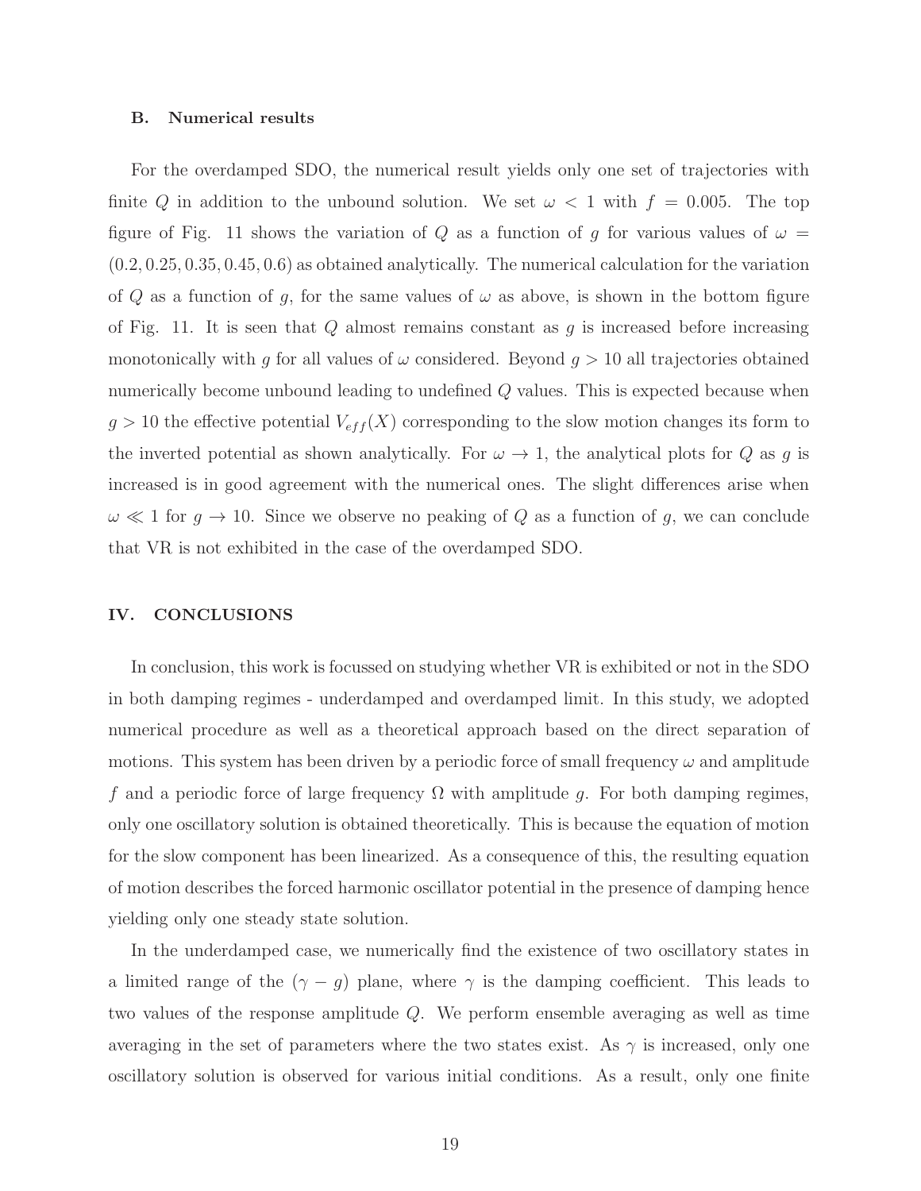### B. Numerical results

For the overdamped SDO, the numerical result yields only one set of trajectories with finite $Q$ in addition to the unbound solution. We set $\omega < 1$ with $f = 0.005$. The top figure of Fig. 11 shows the variation of $Q$ as a function of $g$ for various values of $\omega = (0.2, 0.25, 0.35, 0.45, 0.6)$ as obtained analytically. The numerical calculation for the variation of $Q$ as a function of $g$, for the same values of $\omega$ as above, is shown in the bottom figure of Fig. 11. It is seen that $Q$ almost remains constant as $g$ is increased before increasing monotonically with $g$ for all values of $\omega$ considered. Beyond $g > 10$ all trajectories obtained numerically become unbound leading to undefined $Q$ values. This is expected because when $g > 10$ the effective potential $V_{eff}(X)$ corresponding to the slow motion changes its form to the inverted potential as shown analytically. For $\omega \to 1$, the analytical plots for $Q$ as $g$ is increased is in good agreement with the numerical ones. The slight differences arise when $\omega \ll 1$ for $g \to 10$. Since we observe no peaking of $Q$ as a function of $g$, we can conclude that VR is not exhibited in the case of the overdamped SDO.

## IV. CONCLUSIONS

In conclusion, this work is focussed on studying whether VR is exhibited or not in the SDO in both damping regimes - underdamped and overdamped limit. In this study, we adopted numerical procedure as well as a theoretical approach based on the direct separation of motions. This system has been driven by a periodic force of small frequency $\omega$ and amplitude $f$ and a periodic force of large frequency $\Omega$ with amplitude $g$. For both damping regimes, only one oscillatory solution is obtained theoretically. This is because the equation of motion for the slow component has been linearized. As a consequence of this, the resulting equation of motion describes the forced harmonic oscillator potential in the presence of damping hence yielding only one steady state solution.

In the underdamped case, we numerically find the existence of two oscillatory states in a limited range of the $(\gamma - g)$ plane, where $\gamma$ is the damping coefficient. This leads to two values of the response amplitude $Q$. We perform ensemble averaging as well as time averaging in the set of parameters where the two states exist. As $\gamma$ is increased, only one oscillatory solution is observed for various initial conditions. As a result, only one finite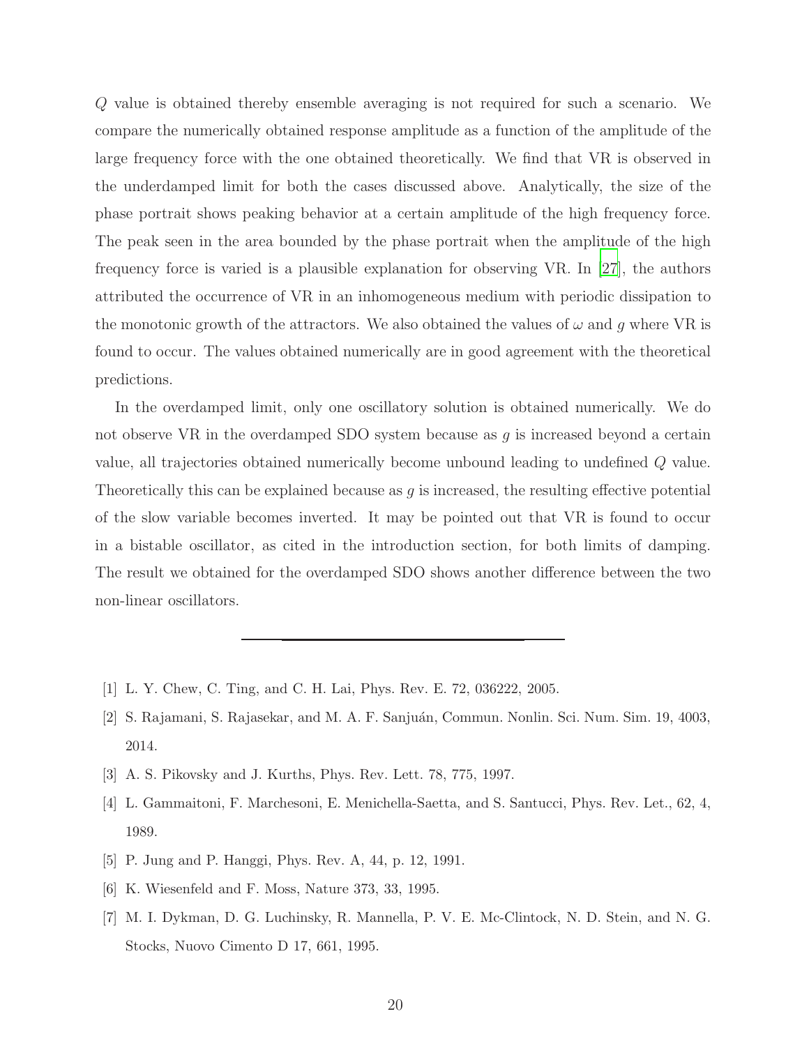$Q$ value is obtained thereby ensemble averaging is not required for such a scenario. We compare the numerically obtained response amplitude as a function of the amplitude of the large frequency force with the one obtained theoretically. We find that VR is observed in the underdamped limit for both the cases discussed above. Analytically, the size of the phase portrait shows peaking behavior at a certain amplitude of the high frequency force. The peak seen in the area bounded by the phase portrait when the amplitude of the high frequency force is varied is a plausible explanation for observing VR. In [27], the authors attributed the occurrence of VR in an inhomogeneous medium with periodic dissipation to the monotonic growth of the attractors. We also obtained the values of $\omega$ and $g$ where VR is found to occur. The values obtained numerically are in good agreement with the theoretical predictions.

In the overdamped limit, only one oscillatory solution is obtained numerically. We do not observe VR in the overdamped SDO system because as $g$ is increased beyond a certain value, all trajectories obtained numerically become unbound leading to undefined $Q$ value. Theoretically this can be explained because as $g$ is increased, the resulting effective potential of the slow variable becomes inverted. It may be pointed out that VR is found to occur in a bistable oscillator, as cited in the introduction section, for both limits of damping. The result we obtained for the overdamped SDO shows another difference between the two non-linear oscillators.

---

[1] L. Y. Chew, C. Ting, and C. H. Lai, Phys. Rev. E. 72, 036222, 2005.

[2] S. Rajamani, S. Rajasekar, and M. A. F. Sanjuán, Commun. Nonlin. Sci. Num. Sim. 19, 4003, 2014.

[3] A. S. Pikovsky and J. Kurths, Phys. Rev. Lett. 78, 775, 1997.

[4] L. Gammaitoni, F. Marchesoni, E. Menichella-Saetta, and S. Santucci, Phys. Rev. Let., 62, 4, 1989.

[5] P. Jung and P. Hanggi, Phys. Rev. A, 44, p. 12, 1991.

[6] K. Wiesenfeld and F. Moss, Nature 373, 33, 1995.

[7] M. I. Dykman, D. G. Luchinsky, R. Mannella, P. V. E. Mc-Clintock, N. D. Stein, and N. G. Stocks, Nuovo Cimento D 17, 661, 1995.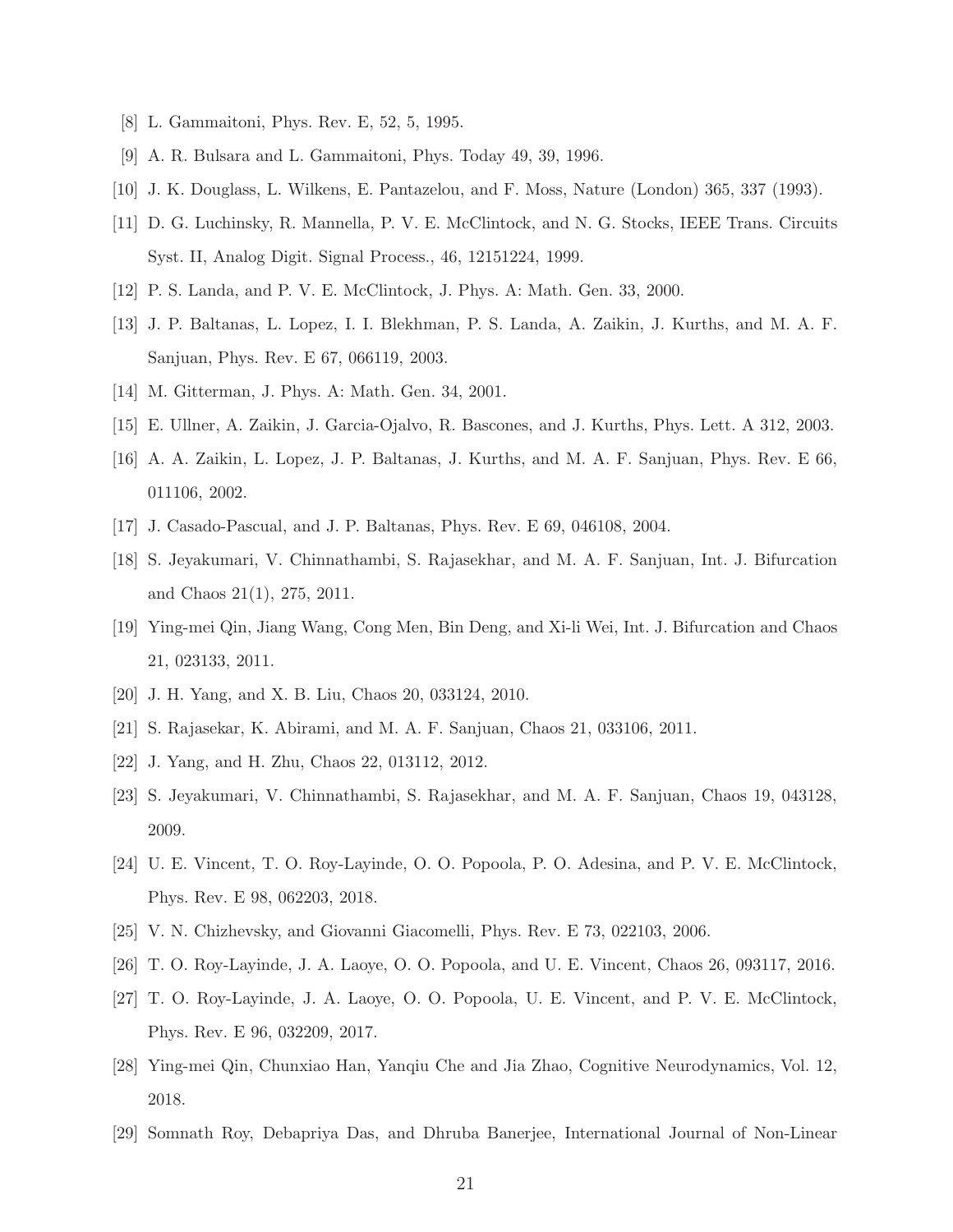[8] L. Gammaitoni, Phys. Rev. E, 52, 5, 1995.

[9] A. R. Bulsara and L. Gammaitoni, Phys. Today 49, 39, 1996.

[10] J. K. Douglass, L. Wilkens, E. Pantazelou, and F. Moss, Nature (London) 365, 337 (1993).

[11] D. G. Luchinsky, R. Mannella, P. V. E. McClintock, and N. G. Stocks, IEEE Trans. Circuits Syst. II, Analog Digit. Signal Process., 46, 12151224, 1999.

[12] P. S. Landa, and P. V. E. McClintock, J. Phys. A: Math. Gen. 33, 2000.

[13] J. P. Baltanas, L. Lopez, I. I. Blekhman, P. S. Landa, A. Zaikin, J. Kurths, and M. A. F. Sanjuan, Phys. Rev. E 67, 066119, 2003.

[14] M. Gitterman, J. Phys. A: Math. Gen. 34, 2001.

[15] E. Ullner, A. Zaikin, J. Garcia-Ojalvo, R. Bascones, and J. Kurths, Phys. Lett. A 312, 2003.

[16] A. A. Zaikin, L. Lopez, J. P. Baltanas, J. Kurths, and M. A. F. Sanjuan, Phys. Rev. E 66, 011106, 2002.

[17] J. Casado-Pascual, and J. P. Baltanas, Phys. Rev. E 69, 046108, 2004.

[18] S. Jeyakumari, V. Chinnathambi, S. Rajasekhar, and M. A. F. Sanjuan, Int. J. Bifurcation and Chaos 21(1), 275, 2011.

[19] Ying-mei Qin, Jiang Wang, Cong Men, Bin Deng, and Xi-li Wei, Int. J. Bifurcation and Chaos 21, 023133, 2011.

[20] J. H. Yang, and X. B. Liu, Chaos 20, 033124, 2010.

[21] S. Rajasekar, K. Abirami, and M. A. F. Sanjuan, Chaos 21, 033106, 2011.

[22] J. Yang, and H. Zhu, Chaos 22, 013112, 2012.

[23] S. Jeyakumari, V. Chinnathambi, S. Rajasekhar, and M. A. F. Sanjuan, Chaos 19, 043128, 2009.

[24] U. E. Vincent, T. O. Roy-Layinde, O. O. Popoola, P. O. Adesina, and P. V. E. McClintock, Phys. Rev. E 98, 062203, 2018.

[25] V. N. Chizhevsky, and Giovanni Giacomelli, Phys. Rev. E 73, 022103, 2006.

[26] T. O. Roy-Layinde, J. A. Laoye, O. O. Popoola, and U. E. Vincent, Chaos 26, 093117, 2016.

[27] T. O. Roy-Layinde, J. A. Laoye, O. O. Popoola, U. E. Vincent, and P. V. E. McClintock, Phys. Rev. E 96, 032209, 2017.

[28] Ying-mei Qin, Chunxiao Han, Yanqiu Che and Jia Zhao, Cognitive Neurodynamics, Vol. 12, 2018.

[29] Somnath Roy, Debapriya Das, and Dhruba Banerjee, International Journal of Non-Linear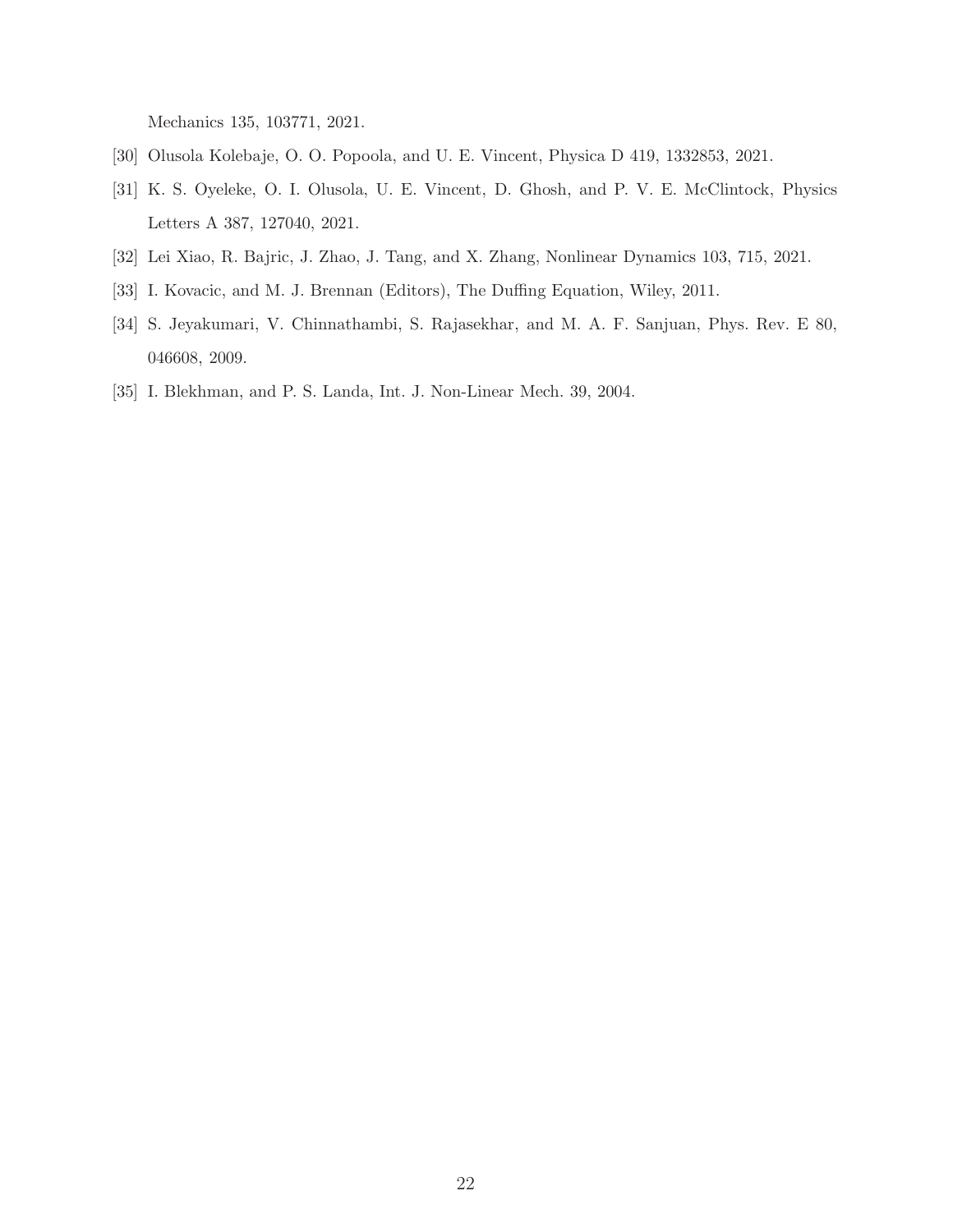Mechanics 135, 103771, 2021.

[30] Olusola Kolebaje, O. O. Popoola, and U. E. Vincent, Physica D 419, 1332853, 2021.

[31] K. S. Oyeleke, O. I. Olusola, U. E. Vincent, D. Ghosh, and P. V. E. McClintock, Physics Letters A 387, 127040, 2021.

[32] Lei Xiao, R. Bajric, J. Zhao, J. Tang, and X. Zhang, Nonlinear Dynamics 103, 715, 2021.

[33] I. Kovacic, and M. J. Brennan (Editors), The Duffing Equation, Wiley, 2011.

[34] S. Jeyakumari, V. Chinnathambi, S. Rajasekhar, and M. A. F. Sanjuan, Phys. Rev. E 80, 046608, 2009.

[35] I. Blekhman, and P. S. Landa, Int. J. Non-Linear Mech. 39, 2004.